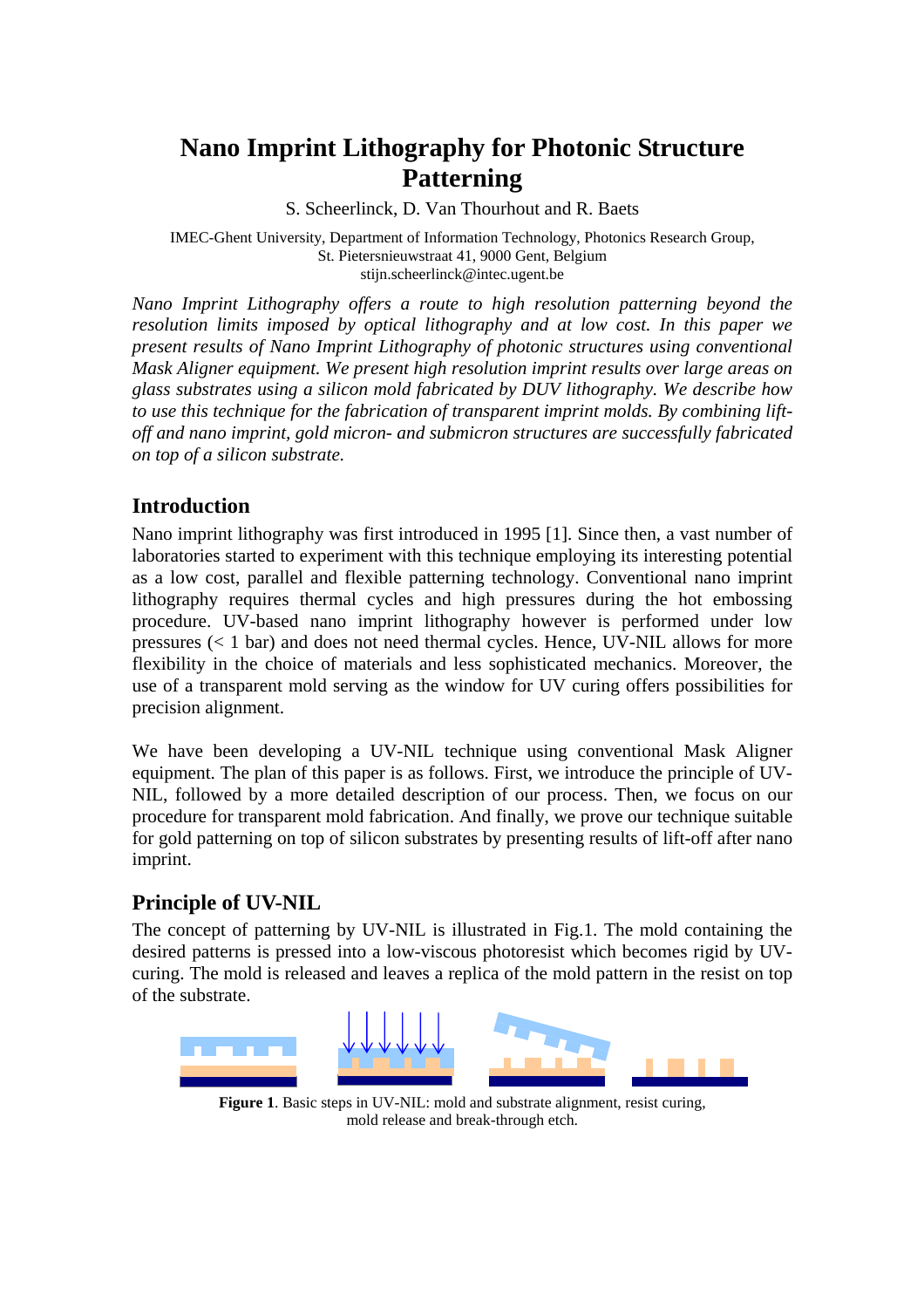# Nano Imprint Lithography for Photonic Structure Patterning

S. Scheerlinck, D. Van Thourhout and R. Baets

IMEC-Ghent University, Department of Information Technology, Photonics Research Group,
St. Pietersnieuwstraat 41, 9000 Gent, Belgium
stijn.scheerlinck@intec.ugent.be

*Nano Imprint Lithography offers a route to high resolution patterning beyond the resolution limits imposed by optical lithography and at low cost. In this paper we present results of Nano Imprint Lithography of photonic structures using conventional Mask Aligner equipment. We present high resolution imprint results over large areas on glass substrates using a silicon mold fabricated by DUV lithography. We describe how to use this technique for the fabrication of transparent imprint molds. By combining lift-off and nano imprint, gold micron- and submicron structures are successfully fabricated on top of a silicon substrate.*

## Introduction

Nano imprint lithography was first introduced in 1995 [1]. Since then, a vast number of laboratories started to experiment with this technique employing its interesting potential as a low cost, parallel and flexible patterning technology. Conventional nano imprint lithography requires thermal cycles and high pressures during the hot embossing procedure. UV-based nano imprint lithography however is performed under low pressures (< 1 bar) and does not need thermal cycles. Hence, UV-NIL allows for more flexibility in the choice of materials and less sophisticated mechanics. Moreover, the use of a transparent mold serving as the window for UV curing offers possibilities for precision alignment.

We have been developing a UV-NIL technique using conventional Mask Aligner equipment. The plan of this paper is as follows. First, we introduce the principle of UV-NIL, followed by a more detailed description of our process. Then, we focus on our procedure for transparent mold fabrication. And finally, we prove our technique suitable for gold patterning on top of silicon substrates by presenting results of lift-off after nano imprint.

## Principle of UV-NIL

The concept of patterning by UV-NIL is illustrated in Fig.1. The mold containing the desired patterns is pressed into a low-viscous photoresist which becomes rigid by UV-curing. The mold is released and leaves a replica of the mold pattern in the resist on top of the substrate.

**Figure 1**. Basic steps in UV-NIL: mold and substrate alignment, resist curing, mold release and break-through etch.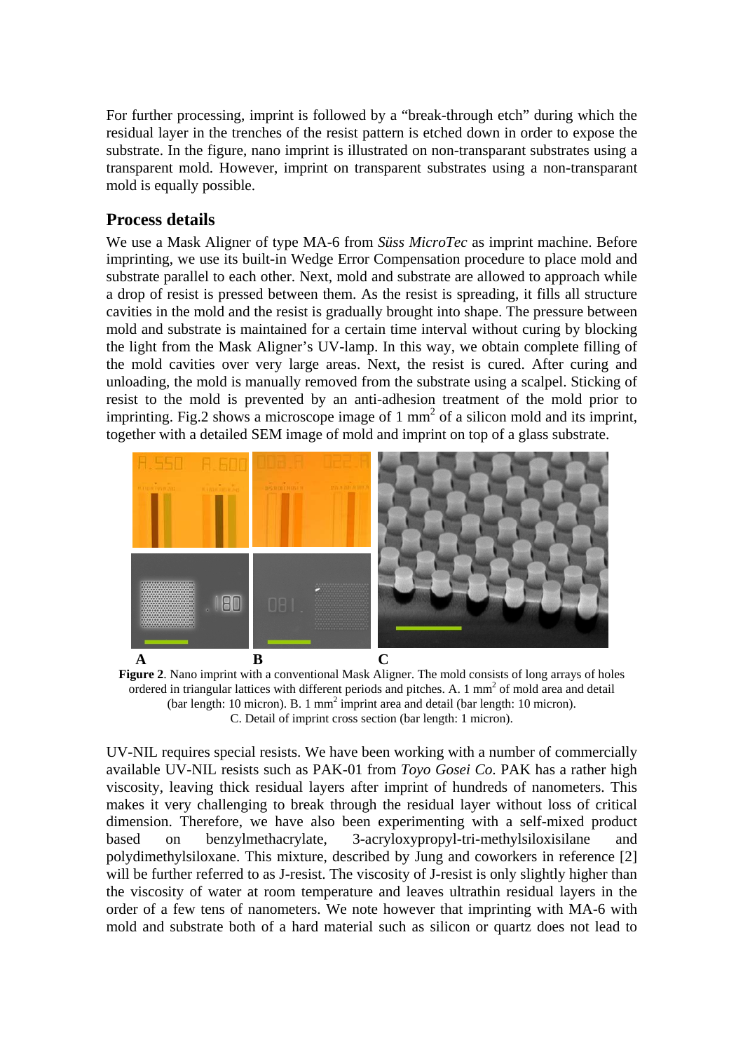For further processing, imprint is followed by a "break-through etch" during which the residual layer in the trenches of the resist pattern is etched down in order to expose the substrate. In the figure, nano imprint is illustrated on non-transparant substrates using a transparent mold. However, imprint on transparent substrates using a non-transparant mold is equally possible.

## Process details

We use a Mask Aligner of type MA-6 from *Süss MicroTec* as imprint machine. Before imprinting, we use its built-in Wedge Error Compensation procedure to place mold and substrate parallel to each other. Next, mold and substrate are allowed to approach while a drop of resist is pressed between them. As the resist is spreading, it fills all structure cavities in the mold and the resist is gradually brought into shape. The pressure between mold and substrate is maintained for a certain time interval without curing by blocking the light from the Mask Aligner's UV-lamp. In this way, we obtain complete filling of the mold cavities over very large areas. Next, the resist is cured. After curing and unloading, the mold is manually removed from the substrate using a scalpel. Sticking of resist to the mold is prevented by an anti-adhesion treatment of the mold prior to imprinting. Fig.2 shows a microscope image of 1 mm$^2$ of a silicon mold and its imprint, together with a detailed SEM image of mold and imprint on top of a glass substrate.

**A** **B** **C**

**Figure 2**. Nano imprint with a conventional Mask Aligner. The mold consists of long arrays of holes ordered in triangular lattices with different periods and pitches. A. 1 mm$^2$ of mold area and detail (bar length: 10 micron). B. 1 mm$^2$ imprint area and detail (bar length: 10 micron). C. Detail of imprint cross section (bar length: 1 micron).

UV-NIL requires special resists. We have been working with a number of commercially available UV-NIL resists such as PAK-01 from *Toyo Gosei Co.* PAK has a rather high viscosity, leaving thick residual layers after imprint of hundreds of nanometers. This makes it very challenging to break through the residual layer without loss of critical dimension. Therefore, we have also been experimenting with a self-mixed product based on benzylmethacrylate, 3-acryloxypropyl-tri-methylsiloxisilane and polydimethylsiloxane. This mixture, described by Jung and coworkers in reference [2] will be further referred to as J-resist. The viscosity of J-resist is only slightly higher than the viscosity of water at room temperature and leaves ultrathin residual layers in the order of a few tens of nanometers. We note however that imprinting with MA-6 with mold and substrate both of a hard material such as silicon or quartz does not lead to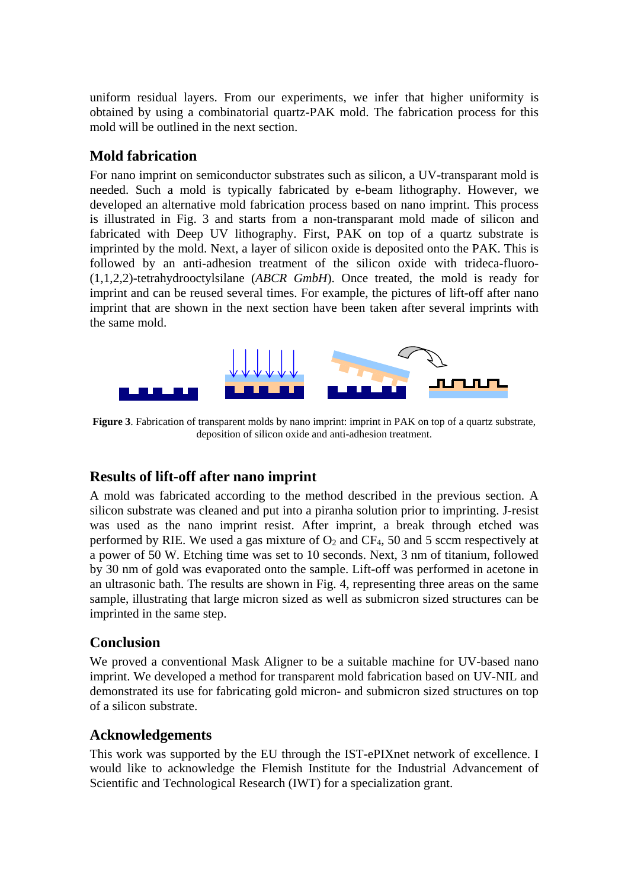uniform residual layers. From our experiments, we infer that higher uniformity is obtained by using a combinatorial quartz-PAK mold. The fabrication process for this mold will be outlined in the next section.

## Mold fabrication

For nano imprint on semiconductor substrates such as silicon, a UV-transparant mold is needed. Such a mold is typically fabricated by e-beam lithography. However, we developed an alternative mold fabrication process based on nano imprint. This process is illustrated in Fig. 3 and starts from a non-transparant mold made of silicon and fabricated with Deep UV lithography. First, PAK on top of a quartz substrate is imprinted by the mold. Next, a layer of silicon oxide is deposited onto the PAK. This is followed by an anti-adhesion treatment of the silicon oxide with trideca-fluoro-(1,1,2,2)-tetrahydrooctylsilane (*ABCR GmbH*). Once treated, the mold is ready for imprint and can be reused several times. For example, the pictures of lift-off after nano imprint that are shown in the next section have been taken after several imprints with the same mold.

**Figure 3**. Fabrication of transparent molds by nano imprint: imprint in PAK on top of a quartz substrate, deposition of silicon oxide and anti-adhesion treatment.

## Results of lift-off after nano imprint

A mold was fabricated according to the method described in the previous section. A silicon substrate was cleaned and put into a piranha solution prior to imprinting. J-resist was used as the nano imprint resist. After imprint, a break through etched was performed by RIE. We used a gas mixture of $O_2$ and $CF_4$, 50 and 5 sccm respectively at a power of 50 W. Etching time was set to 10 seconds. Next, 3 nm of titanium, followed by 30 nm of gold was evaporated onto the sample. Lift-off was performed in acetone in an ultrasonic bath. The results are shown in Fig. 4, representing three areas on the same sample, illustrating that large micron sized as well as submicron sized structures can be imprinted in the same step.

## Conclusion

We proved a conventional Mask Aligner to be a suitable machine for UV-based nano imprint. We developed a method for transparent mold fabrication based on UV-NIL and demonstrated its use for fabricating gold micron- and submicron sized structures on top of a silicon substrate.

## Acknowledgements

This work was supported by the EU through the IST-ePIXnet network of excellence. I would like to acknowledge the Flemish Institute for the Industrial Advancement of Scientific and Technological Research (IWT) for a specialization grant.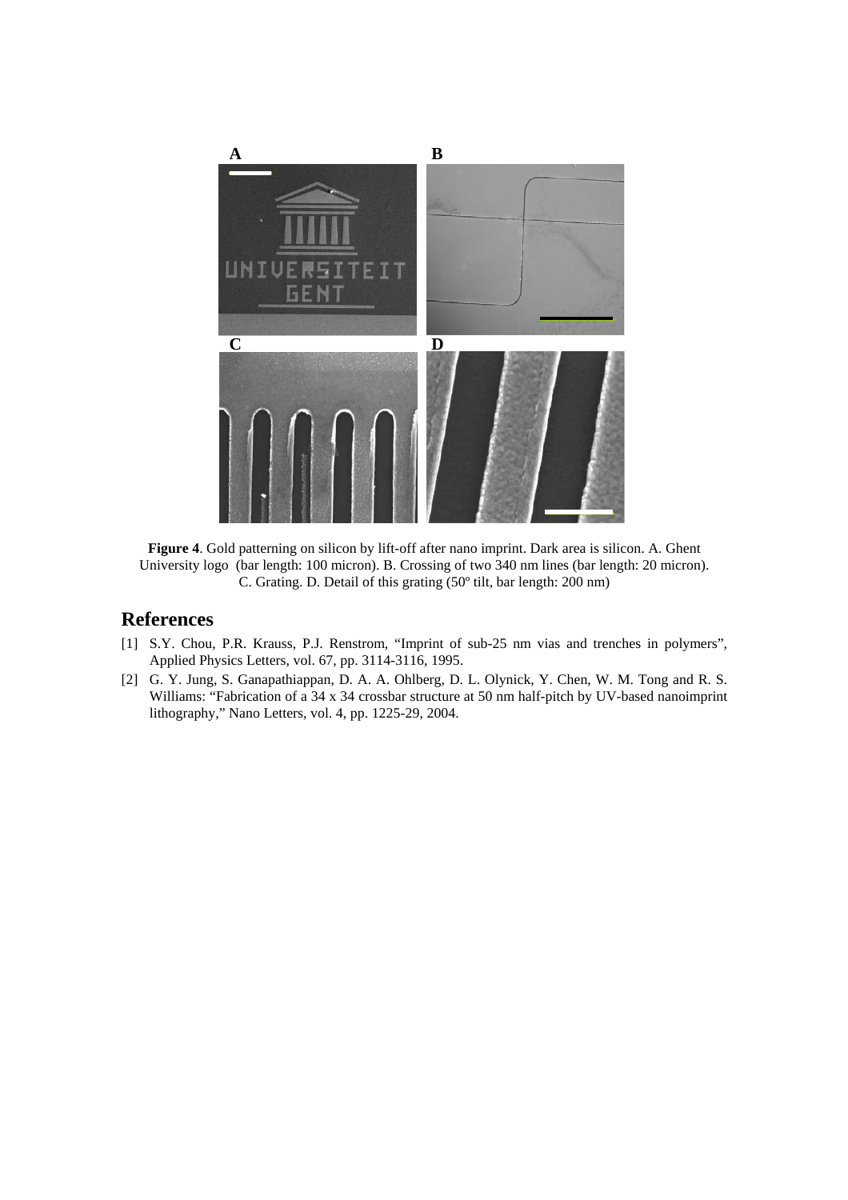A

B

C

D

**Figure 4**. Gold patterning on silicon by lift-off after nano imprint. Dark area is silicon. A. Ghent University logo (bar length: 100 micron). B. Crossing of two 340 nm lines (bar length: 20 micron). C. Grating. D. Detail of this grating (50º tilt, bar length: 200 nm)

## References

[1] S.Y. Chou, P.R. Krauss, P.J. Renstrom, "Imprint of sub-25 nm vias and trenches in polymers", Applied Physics Letters, vol. 67, pp. 3114-3116, 1995.

[2] G. Y. Jung, S. Ganapathiappan, D. A. A. Ohlberg, D. L. Olynick, Y. Chen, W. M. Tong and R. S. Williams: "Fabrication of a 34 x 34 crossbar structure at 50 nm half-pitch by UV-based nanoimprint lithography," Nano Letters, vol. 4, pp. 1225-29, 2004.